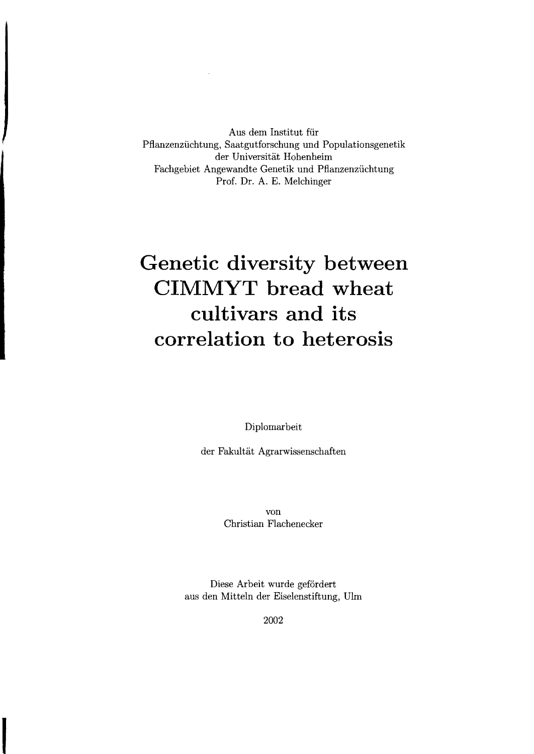Aus dem Institut für
Pflanzenzüchtung, Saatgutforschung und Populationsgenetik
der Universität Hohenheim
Fachgebiet Angewandte Genetik und Pflanzenzüchtung
Prof. Dr. A. E. Melchinger

# Genetic diversity between CIMMYT bread wheat cultivars and its correlation to heterosis

Diplomarbeit

der Fakultät Agrarwissenschaften

von
Christian Flachenecker

Diese Arbeit wurde gefördert
aus den Mitteln der Eiselenstiftung, Ulm

2002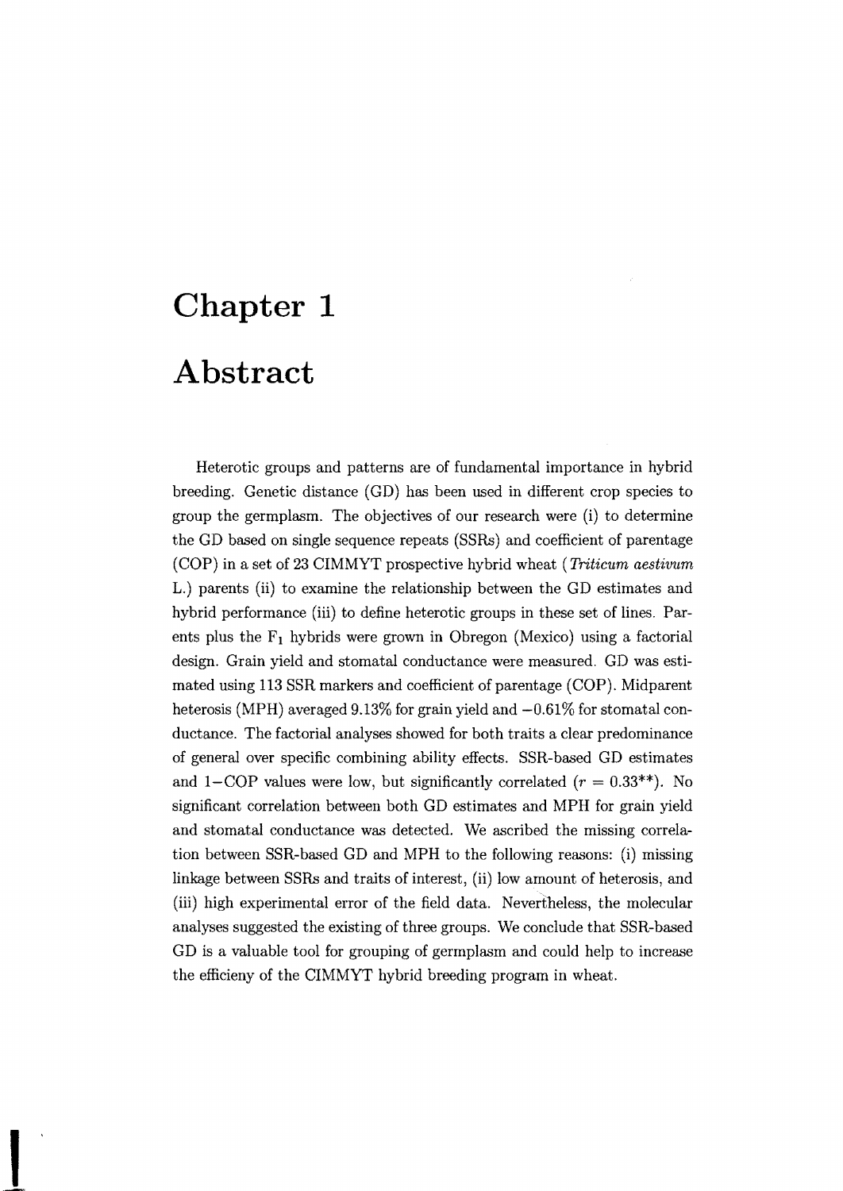# Chapter 1

# Abstract

Heterotic groups and patterns are of fundamental importance in hybrid breeding. Genetic distance (GD) has been used in different crop species to group the germplasm. The objectives of our research were (i) to determine the GD based on single sequence repeats (SSRs) and coefficient of parentage (COP) in a set of 23 CIMMYT prospective hybrid wheat (*Triticum aestivum* L.) parents (ii) to examine the relationship between the GD estimates and hybrid performance (iii) to define heterotic groups in these set of lines. Parents plus the $F_1$ hybrids were grown in Obregon (Mexico) using a factorial design. Grain yield and stomatal conductance were measured. GD was estimated using 113 SSR markers and coefficient of parentage (COP). Midparent heterosis (MPH) averaged 9.13% for grain yield and $-0.61\%$ for stomatal conductance. The factorial analyses showed for both traits a clear predominance of general over specific combining ability effects. SSR-based GD estimates and $1-$COP values were low, but significantly correlated ($r = 0.33^{**}$). No significant correlation between both GD estimates and MPH for grain yield and stomatal conductance was detected. We ascribed the missing correlation between SSR-based GD and MPH to the following reasons: (i) missing linkage between SSRs and traits of interest, (ii) low amount of heterosis, and (iii) high experimental error of the field data. Nevertheless, the molecular analyses suggested the existing of three groups. We conclude that SSR-based GD is a valuable tool for grouping of germplasm and could help to increase the efficieny of the CIMMYT hybrid breeding program in wheat.